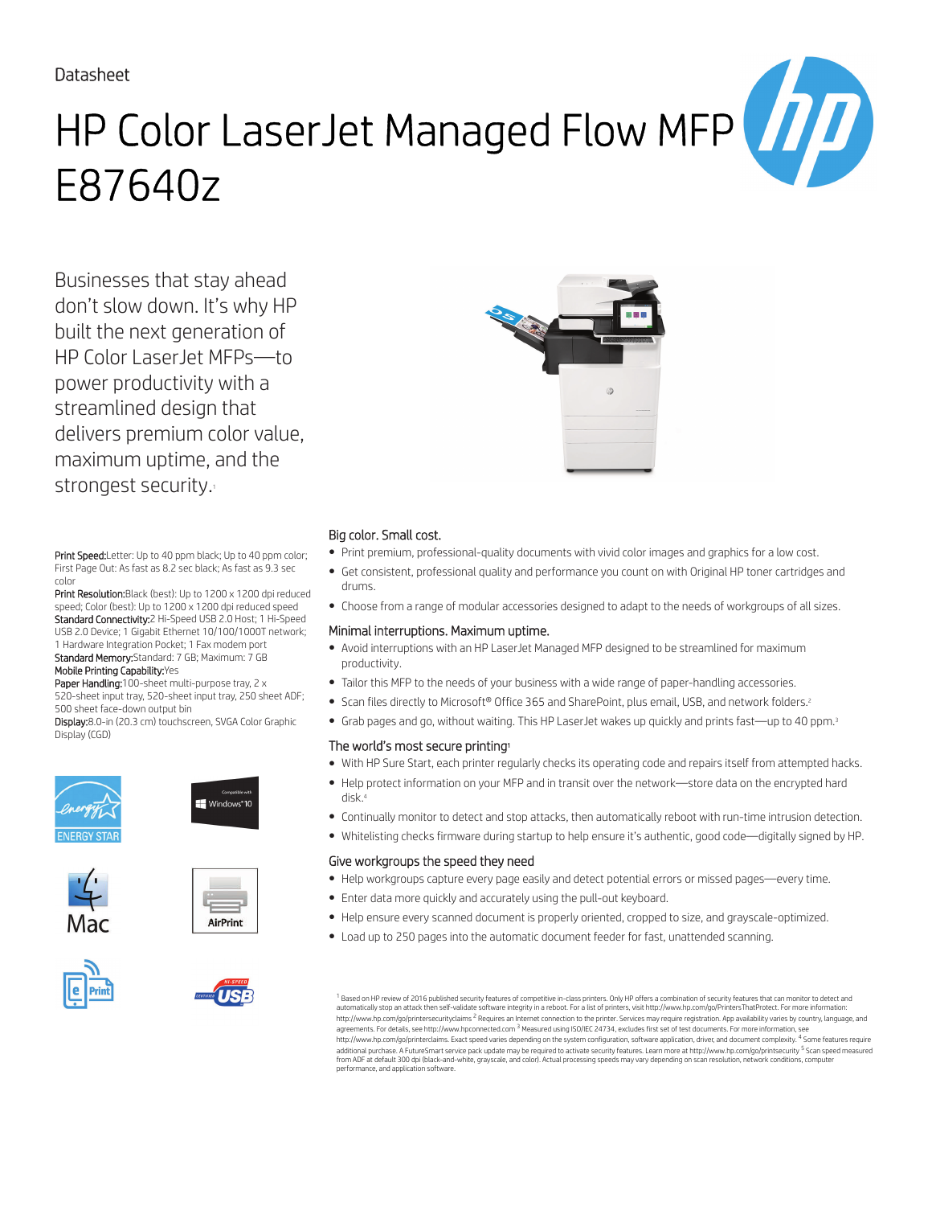Datasheet

# HP Color LaserJet Managed Flow MFP E87640z

Businesses that stay ahead don't slow down. It's why HP built the next generation of HP Color LaserJet MFPs—to power productivity with a streamlined design that delivers premium color value, maximum uptime, and the strongest security.[1]

**Print Speed:** Letter: Up to 40 ppm black; Up to 40 ppm color; First Page Out: As fast as 8.2 sec black; As fast as 9.3 sec color

**Print Resolution:** Black (best): Up to 1200 x 1200 dpi reduced speed; Color (best): Up to 1200 x 1200 dpi reduced speed

**Standard Connectivity:** 2 Hi-Speed USB 2.0 Host; 1 Hi-Speed USB 2.0 Device; 1 Gigabit Ethernet 10/100/1000T network; 1 Hardware Integration Pocket; 1 Fax modem port

**Standard Memory:** Standard: 7 GB; Maximum: 7 GB

**Mobile Printing Capability:** Yes

**Paper Handling:** 100-sheet multi-purpose tray, 2 x 520-sheet input tray, 520-sheet input tray, 250 sheet ADF; 500 sheet face-down output bin

**Display:** 8.0-in (20.3 cm) touchscreen, SVGA Color Graphic Display (CGD)

## Big color. Small cost.

- Print premium, professional-quality documents with vivid color images and graphics for a low cost.
- Get consistent, professional quality and performance you count on with Original HP toner cartridges and drums.
- Choose from a range of modular accessories designed to adapt to the needs of workgroups of all sizes.

## Minimal interruptions. Maximum uptime.

- Avoid interruptions with an HP LaserJet Managed MFP designed to be streamlined for maximum productivity.
- Tailor this MFP to the needs of your business with a wide range of paper-handling accessories.
- Scan files directly to Microsoft® Office 365 and SharePoint, plus email, USB, and network folders.[2]
- Grab pages and go, without waiting. This HP LaserJet wakes up quickly and prints fast—up to 40 ppm.[3]

## The world's most secure printing[1]

- With HP Sure Start, each printer regularly checks its operating code and repairs itself from attempted hacks.
- Help protect information on your MFP and in transit over the network—store data on the encrypted hard disk.[4]
- Continually monitor to detect and stop attacks, then automatically reboot with run-time intrusion detection.
- Whitelisting checks firmware during startup to help ensure it's authentic, good code—digitally signed by HP.

## Give workgroups the speed they need

- Help workgroups capture every page easily and detect potential errors or missed pages—every time.
- Enter data more quickly and accurately using the pull-out keyboard.
- Help ensure every scanned document is properly oriented, cropped to size, and grayscale-optimized.
- Load up to 250 pages into the automatic document feeder for fast, unattended scanning.

[1] Based on HP review of 2016 published security features of competitive in-class printers. Only HP offers a combination of security features that can monitor to detect and automatically stop an attack then self-validate software integrity in a reboot. For a list of printers, visit http://www.hp.com/go/PrintersThatProtect. For more information: http://www.hp.com/go/printersecurityclaims [2] Requires an Internet connection to the printer. Services may require registration. App availability varies by country, language, and agreements. For details, see http://www.hpconnected.com [3] Measured using ISO/IEC 24734, excludes first set of test documents. For more information, see http://www.hp.com/go/printerclaims. Exact speed varies depending on the system configuration, software application, driver, and document complexity. [4] Some features require additional purchase. A FutureSmart service pack update may be required to activate security features. Learn more at http://www.hp.com/go/printsecurity [5] Scan speed measured from ADF at default 300 dpi (black-and-white, grayscale, and color). Actual processing speeds may vary depending on scan resolution, network conditions, computer performance, and application software.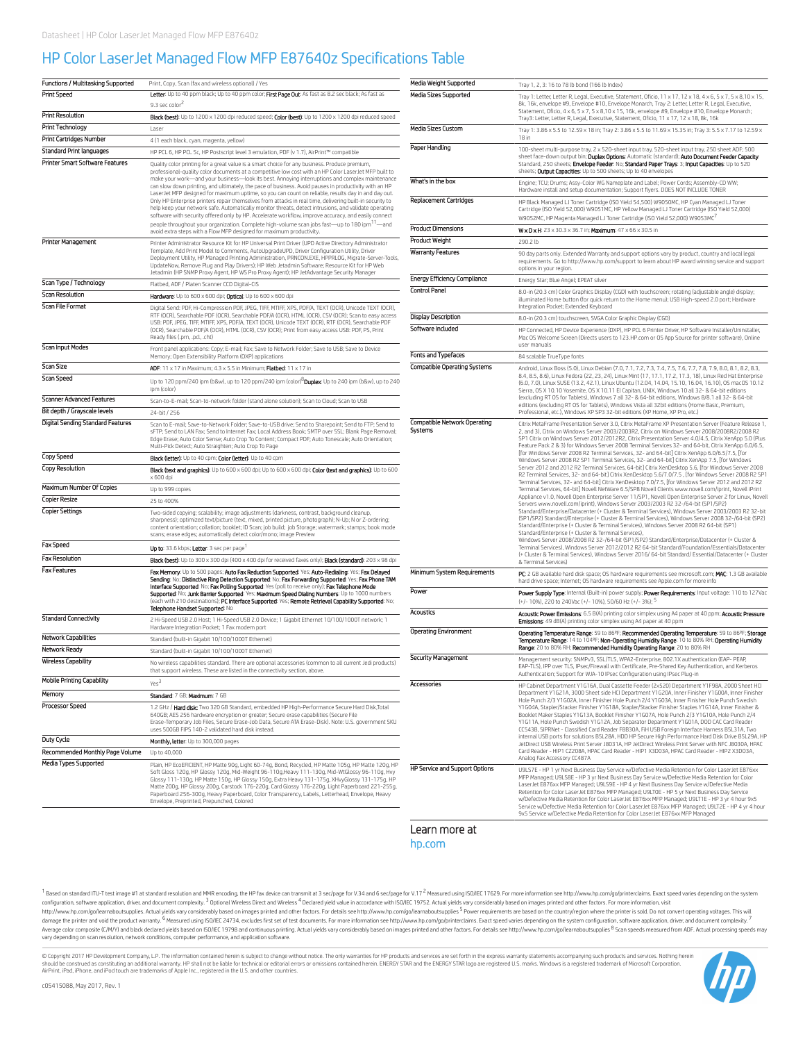# HP Color LaserJet Managed Flow MFP E87640z Specifications Table

| | |
|---|---|
| Functions / Multitasking Supported | Print, Copy, Scan (fax and wireless optional) / Yes |
| Print Speed | **Letter**: Up to 40 ppm black; Up to 40 ppm color; **First Page Out**: As fast as 8.2 sec black; As fast as 9.3 sec color[2] |
| Print Resolution | **Black (best)**: Up to 1200 x 1200 dpi reduced speed; **Color (best)**: Up to 1200 x 1200 dpi reduced speed |
| Print Technology | Laser |
| Print Cartridges Number | 4 (1 each black, cyan, magenta, yellow) |
| Standard Print languages | HP PCL 6, HP PCL 5c, HP Postscript level 3 emulation, PDF (v 1.7), AirPrint™ compatible |
| Printer Smart Software Features | Quality color printing for a great value is a smart choice for any business. Produce premium, professional-quality color documents at a competitive low cost with an HP Color LaserJet MFP built to make your work—and your business—look its best. Annoying interruptions and complex maintenance can slow down printing, and ultimately, the pace of business. Avoid pauses in productivity with an HP LaserJet MFP designed for maximum uptime, so you can count on reliable, results day in and day out. Only HP Enterprise printers repair themselves from attacks in real time, delivering built-in security to help keep your network safe. Automatically monitor threats, detect intrusions, and validate operating software with security offered only by HP. Accelerate workflow, improve accuracy, and easily connect people throughout your organization. Complete high-volume scan jobs fast—up to 180 ipm[11]—and avoid extra steps with a Flow MFP designed for maximum productivity. |
| Printer Management | Printer Administrator Resource Kit for HP Universal Print Driver (UPD Active Directory Administrator Template, Add Print Model to Comments, AutoUpgradeUPD, Driver Configuration Utility, Driver Deployment Utility, HP Managed Printing Administration, PRNCON.EXE, HPPRLOG, Migrate-Server-Tools, UpdateNow, Remove Plug and Play Drivers); HP Web Jetadmin Software; Resource Kit for HP Web Jetadmin (HP SNMP Proxy Agent, HP WS Pro Proxy Agent); HP JetAdvantage Security Manager |
| Scan Type / Technology | Flatbed, ADF / Platen Scanner CCD Digital-CIS |
| Scan Resolution | **Hardware**: Up to 600 x 600 dpi; **Optical**: Up to 600 x 600 dpi |
| Scan File Format | Digital Send: PDF, Hi-Compression PDF, JPEG, TIFF, MTIFF, XPS, PDF/A, TEXT (OCR), Unicode TEXT (OCR), RTF (OCR), Searchable PDF (OCR), Searchable PDF/A (OCR), HTML (OCR), CSV (OCR); Scan to easy access USB: PDF, JPEG, TIFF, MTIFF, XPS, PDF/A, TEXT (OCR), Unicode TEXT (OCR), RTF (OCR), Searchable PDF (OCR), Searchable PDF/A (OCR), HTML (OCR), CSV (OCR); Print from easy access USB: PDF, PS, Print Ready files (.prn, .pcl, .cht) |
| Scan Input Modes | Front panel applications: Copy; E-mail; Fax; Save to Network Folder; Save to USB; Save to Device Memory; Open Extensibility Platform (OXP) applications |
| Scan Size | **ADF**: 11 x 17 in Maximum; 4.3 x 5.5 in Minimum; **Flatbed**: 11 x 17 in |
| Scan Speed | Up to 120 ppm/240 ipm (b&w), up to 120 ppm/240 ipm (color)[8] **Duplex**: Up to 240 ipm (b&w), up to 240 ipm (color) |
| Scanner Advanced Features | Scan-to-E-mail; Scan-to-network folder (stand alone solution); Scan to Cloud; Scan to USB |
| Bit depth / Grayscale levels | 24-bit / 256 |
| Digital Sending Standard Features | Scan to E-mail; Save-to-Network Folder; Save-to-USB drive; Send to Sharepoint; Send to FTP; Send to sFTP; Send to LAN Fax; Send to Internet Fax; Local Address Book; SMTP over SSL; Blank Page Removal; Edge Erase; Auto Color Sense; Auto Crop To Content; Compact PDF; Auto Tonescale; Auto Orientation; Multi-Pick Detect; Auto Straighten; Auto Crop To Page |
| Copy Speed | **Black (letter)**: Up to 40 cpm; **Color (letter)**: Up to 40 cpm |
| Copy Resolution | **Black (text and graphics)**: Up to 600 x 600 dpi; Up to 600 x 600 dpi; **Color (text and graphics)**: Up to 600 x 600 dpi |
| Maximum Number Of Copies | Up to 999 copies |
| Copier Resize | 25 to 400% |
| Copier Settings | Two-sided copying; scalability; image adjustments (darkness, contrast, background cleanup, sharpness); optimized text/picture (text, mixed, printed picture, photograph); N-Up; N or Z-ordering; content orientation; collation; booklet; ID Scan; job build; job Storage; watermark; stamps; book mode scans; erase edges; automatically monitor color/mono; Image Preview |
| Fax Speed | **Up to**: 33.6 kbps; **Letter**: 3 sec per page[1] |
| Fax Resolution | **Black (best)**: Up to 300 x 300 dpi (400 x 400 dpi for received faxes only); **Black (standard)**: 203 x 98 dpi |
| Fax Features | **Fax Memory**: Up to 500 pages; **Auto Fax Reduction Supported**: Yes; **Auto-Redialing**: Yes; **Fax Delayed Sending**: No; **Distinctive Ring Detection Supported**: No; **Fax Forwarding Supported**: Yes; **Fax Phone TAM Interface Supported**: No; **Fax Polling Supported**: Yes (poll to receive only); **Fax Telephone Mode Supported**: No; **Junk Barrier Supported**: Yes; **Maximum Speed Dialing Numbers**: Up to 1000 numbers (each with 210 destinations); **PC Interface Supported**: Yes; **Remote Retrieval Capability Supported**: No; **Telephone Handset Supported**: No |
| Standard Connectivity | 2 Hi-Speed USB 2.0 Host; 1 Hi-Speed USB 2.0 Device; 1 Gigabit Ethernet 10/100/1000T network; 1 Hardware Integration Pocket; 1 Fax modem port |
| Network Capabilities | Standard (built-in Gigabit 10/100/1000T Ethernet) |
| Network Ready | Standard (built-in Gigabit 10/100/1000T Ethernet) |
| Wireless Capability | No wireless capabilities standard. There are optional accessories (common to all current Jedi products) that support wireless. These are listed in the connectivity section, above. |
| Mobile Printing Capability | Yes[3] |
| Memory | **Standard**: 7 GB; **Maximum**: 7 GB |
| Processor Speed | 1.2 GHz / **Hard disk**: Two 320 GB Standard, embedded HP High-Performance Secure Hard Disk,Total 640GB; AES 256 hardware encryption or greater; Secure erase capabilities (Secure File Erase-Temporary Job Files, Secure Erase-Job Data, Secure ATA Erase-Disk). Note: U.S. government SKU uses 500GB FIPS 140-2 validated hard disk instead. |
| Duty Cycle | **Monthly, letter**: Up to 300,000 pages |
| Recommended Monthly Page Volume | Up to 40,000 |
| Media Types Supported | Plain, HP EcoEFFICIENT, HP Matte 90g, Light 60-74g, Bond, Recycled, HP Matte 105g, HP Matte 120g, HP Soft Gloss 120g, HP Glossy 120g, Mid-Weight 96-110g,Heavy 111-130g, Mid-WtGlossy 96-110g, Hvy Glossy 111-130g, HP Matte 150g, HP Glossy 150g, Extra Heavy 131-175g, XHvyGlossy 131-175g, HP Matte 200g, HP Glossy 200g, Carstock 176-220g, Card Glossy 176-220g, Light Paperboard 221-255g, Paperboard 256-300g, Heavy Paperboard, Color Transparency, Labels, Letterhead, Envelope, Heavy Envelope, Preprinted, Prepunched, Colored |
| Media Weight Supported | Tray 1, 2, 3: 16 to 78 lb bond (166 lb Index) |
| Media Sizes Supported | Tray 1: Letter, Letter R, Legal, Executive, Statement, Oficio, 11 x 17, 12 x 18, 4 x 6, 5 x 7, 5 x 8,10 x 15, 8k, 16k, envelope #9, Envelope #10, Envelope Monarch; Tray 2: Letter, Letter R, Legal, Executive, Statement, Oficio, 4 x 6, 5 x 7, 5 x 8,10 x 15, 16k, envelope #9, Envelope #10, Envelope Monarch; Tray3: Letter, Letter R, Legal, Executive, Statement, Oficio, 11 x 17, 12 x 18, 8k, 16k |
| Media Sizes Custom | Tray 1: 3.86 x 5.5 to 12.59 x 18 in; Tray 2: 3.86 x 5.5 to 11.69 x 15.35 in; Tray 3: 5.5 x 7.17 to 12.59 x 18 in |
| Paper Handling | 100-sheet multi-purpose tray, 2 x 520-sheet input tray, 520-sheet input tray, 250 sheet ADF; 500 sheet face-down output bin; **Duplex Options**: Automatic (standard); **Auto Document Feeder Capacity**: Standard, 250 sheets; **Envelope Feeder**: No; **Standard Paper Trays**: 3; **Input Capacities**: Up to 520 sheets; **Output Capacities**: Up to 500 sheets; Up to 40 envelopes |
| What's in the box | Engine; TCU; Drums; Assy-Color WG Nameplate and Label; Power Cords; Assembly-CD WW; Hardware install and setup documentation; Support flyers. DOES NOT INCLUDE TONER |
| Replacement Cartridges | HP Black Managed LJ Toner Cartridge (ISO Yield 54,500) W9050MC, HP Cyan Managed LJ Toner Cartridge (ISO Yield 52,000) W9051MC, HP Yellow Managed LJ Toner Cartridge (ISO Yield 52,000) W9052MC, HP Magenta Managed LJ Toner Cartridge (ISO Yield 52,000) W9053MC[7] |
| Product Dimensions | **W x D x H**: 23 x 30.3 x 36.7 in; **Maximum**: 47 x 66 x 30.5 in |
| Product Weight | 290.2 lb |
| Warranty Features | 90 day parts only. Extended Warranty and support options vary by product, country and local legal requirements. Go to http://www.hp.com/support to learn about HP award winning service and support options in your region. |
| Energy Efficiency Compliance | Energy Star; Blue Angel; EPEAT silver |
| Control Panel | 8.0-in (20.3 cm) Color Graphics Display (CGD) with touchscreen; rotating (adjustable angle) display; illuminated Home button (for quick return to the Home menu); USB High-speed 2.0 port; Hardware Integration Pocket; Extended Keyboard |
| Display Description | 8.0-in (20.3 cm) touchscreen, SVGA Color Graphic Display (CGD) |
| Software Included | HP Connected, HP Device Experience (DXP), HP PCL 6 Printer Driver, HP Software Installer/Uninstaller, Mac OS Welcome Screen (Directs users to 123.HP.com or OS App Source for printer software), Online user manuals |
| Fonts and Typefaces | 84 scalable TrueType fonts |
| Compatible Operating Systems | Android, Linux Boss (5.0), Linux Debian (7.0, 7.1, 7.2, 7.3, 7.4, 7.5, 7.6, 7.7, 7.8, 7.9, 8.0, 8.1, 8.2, 8.3, 8.4, 8.5, 8.6), Linux Fedora (22, 23, 24), Linux Mint (17, 17.1, 17.2, 17.3, 18), Linux Red Hat Enterprise (6.0, 7.0), Linux SUSE (13.2, 42.1), Linux Ubuntu (12.04, 14.04, 15.10, 16.04, 16.10), OS macOS 10.12 Sierra, OS X 10.10 Yosemite, OS X 10.11 El Capitan, UNIX, Windows 10 all 32- & 64-bit editions (excluding RT OS for Tablets), Windows 7 all 32- & 64-bit editions, Windows 8/8.1 all 32- & 64-bit editions (excluding RT OS for Tablets), Windows Vista all 32bit editions (Home Basic, Premium, Professional, etc.), Windows XP SP3 32-bit editions (XP Home, XP Pro, etc.) |
| Compatible Network Operating Systems | Citrix MetaFrame Presentation Server 3.0, Citrix MetaFrame XP Presentation Server (Feature Release 1, 2, and 3), Citrix on Windows Server 2003/2003R2, Citrix on Windows Server 2008/2008R2/2008 R2 SP1 Citrix on Windows Server 2012/2012R2, Citrix Presentation Server 4.0/4.5, Citrix XenApp 5.0 (Plus Feature Pack 2 & 3) for Windows Server 2008 Terminal Services 32- and 64-bit, Citrix XenApp 6.0/6.5, [for Windows Server 2008 R2 Terminal Services, 32- and 64-bit] Citrix XenApp 6.0/6.5/7.5, [for Windows Server 2008 R2 SP1 Terminal Services, 32- and 64-bit] Citrix XenApp 7.5, [for Windows Server 2012 and 2012 R2 Terminal Services, 64-bit] Citrix XenDesktop 5.6, [for Windows Server 2008 R2 Terminal Services, 32- and 64-bit] Citrix XenDesktop 5.6/7.0/7.5 , [for Windows Server 2008 R2 SP1 Terminal Services, 32- and 64-bit] Citrix XenDesktop 7.0/7.5, [for Windows Server 2012 and 2012 R2 Terminal Services, 64-bit] Novell NetWare 6.5/SP8 Novell Clients www.novell.com/iprint, Novell iPrint Appliance v1.0, Novell Open Enterprise Server 11/SP1, Novell Open Enterprise Server 2 for Linux, Novell Servers www.novell.com/iprint), Windows Server 2003/2003 R2 32-/64-bit (SP1/SP2) Standard/Enterprise/Datacenter (+ Cluster & Terminal Services), Windows Server 2003/2003 R2 32-bit (SP1/SP2) Standard/Enterprise (+ Cluster & Terminal Services), Windows Server 2008 32-/64-bit (SP2) Standard/Enterprise (+ Cluster & Terminal Services), Windows Server 2008 R2 64-bit (SP1) Standard/Enterprise (+ Cluster & Terminal Services), Windows Server 2008/2008 R2 32-/64-bit (SP1/SP2) Standard/Enterprise/Datacenter (+ Cluster & Terminal Services), Windows Server 2012/2012 R2 64-bit Standard/Foundation/Essentials/Datacenter (+ Cluster & Terminal Services), Windows Server 2016/ 64-bit Standard/ Essential/Datacenter (+ Cluster & Terminal Services) |
| Minimum System Requirements | **PC**: 2 GB available hard disk space; OS hardware requirements see microsoft.com; **MAC**: 1.3 GB available hard drive space; Internet; OS hardware requirements see Apple.com for more info |
| Power | **Power Supply Type**: Internal (Built-in) power supply; **Power Requirements**: Input voltage: 110 to 127Vac (+/- 10%), 220 to 240Vac (+/- 10%), 50/60 Hz (+/- 3%); [5] |
| Acoustics | **Acoustic Power Emissions**: 6.5 B(A) printing color simplex using A4 paper at 40 ppm; **Acoustic Pressure Emissions**: 49 dB(A) printing color simplex using A4 paper at 40 ppm |
| Operating Environment | **Operating Temperature Range**: 59 to 86ºF; **Recommended Operating Temperature**: 59 to 86ºF; **Storage Temperature Range**: 14 to 104ºF; **Non-Operating Humidity Range**: 10 to 80% RH; **Operating Humidity Range**: 20 to 80% RH; **Recommended Humidity Operating Range**: 20 to 80% RH |
| Security Management | Management security: SNMPv3, SSL/TLS, WPA2-Enterprise, 802.1X authentication (EAP- PEAP, EAP-TLS), IPP over TLS, IPsec/Firewall with Certificate, Pre-Shared Key Authentication, and Kerberos Authentication; Support for WJA-10 IPsec Configuration using IPsec Plug-in |
| Accessories | HP Cabinet Department Y1G16A, Dual Cassette Feeder (2x520) Department Y1F98A, 2000 Sheet HCI Department Y1G21A, 3000 Sheet side HCI Department Y1G20A, Inner Finisher Y1G00A, Inner Finisher Hole Punch 2/3 Y1G02A, Inner Finisher Hole Punch 2/4 Y1G03A, Inner Finisher Hole Punch Swedish Y1G04A, Stapler/Stacker Finisher Y1G18A, Stapler/Stacker Finisher Staples Y1G14A, Inner Finisher & Booklet Maker Staples Y1G13A, Booklet Finisher Y1G07A, Hole Punch 2/3 Y1G10A, Hole Punch 2/4 Y1G11A, Hole Punch Swedish Y1G12A, Job Separator Department Y1G01A, DOD CAC Card Reader CC543B, SIPRNet - Classified Card Reader FBB30A, FiH USB Foreign Interface Harness B5L31A, Two internal USB ports for solutions B5L28A, HDD HP Secure High Performance Hard Disk Drive B5L29A, HP JetDirect USB Wireless Print Server J8031A, HP JetDirect Wireless Print Server with NFC J8030A, HPAC Card Reader - HIP1 CZ208A, HPAC Card Reader - HIP1 X3D03A, HPAC Card Reader - HIP2 X3D03A, Analog Fax Accessory CC487A |
| HP Service and Support Options | U9LS7E - HP 1 yr Next Business Day Service w/Defective Media Retention for Color LaserJet E876xx MFP Managed; U9LS8E - HP 3 yr Next Business Day Service w/Defective Media Retention for Color LaserJet E876xx MFP Managed; U9LS9E - HP 4 yr Next Business Day Service w/Defective Media Retention for Color LaserJet E876xx MFP Managed; U9LT0E - HP 5 yr Next Business Day Service w/Defective Media Retention for Color LaserJet E876xx MFP Managed; U9LT1E - HP 3 yr 4 hour 9x5 Service w/Defective Media Retention for Color LaserJet E876xx MFP Managed; U9LT2E - HP 4 yr 4 hour 9x5 Service w/Defective Media Retention for Color LaserJet E876xx MFP Managed |

Learn more at
hp.com

[1] Based on standard ITU-T test image #1 at standard resolution and MMR encoding, the HP fax device can transmit at 3 sec/page for V.34 and 6 sec/page for V.17 [2] Measured using ISO/IEC 17629. For more information see http://www.hp.com/go/printerclaims. Exact speed varies depending on the system configuration, software application, driver, and document complexity. [3] Optional Wireless Direct and Wireless [4] Declared yield value in accordance with ISO/IEC 19752. Actual yields vary considerably based on images printed and other factors. For more information, visit http://www.hp.com/go/learnaboutsupplies. Actual yields vary considerably based on images printed and other factors. For details see http://www.hp.com/go/learnaboutsupplies [5] Power requirements are based on the country/region where the printer is sold. Do not convert operating voltages. This will damage the printer and void the product warranty. [6] Measured using ISO/IEC 24734, excludes first set of test documents. For more information see http://www.hp.com/go/printerclaims. Exact speed varies depending on the system configuration, software application, driver, and document complexity. [7] Average color composite (C/M/Y) and black declared yields based on ISO/IEC 19798 and continuous printing. Actual yields vary considerably based on images printed and other factors. For details see http://www.hp.com/go/learnaboutsupplies [8] Scan speeds measured from ADF. Actual processing speeds may vary depending on scan resolution, network conditions, computer performance, and application software.

© Copyright 2017 HP Development Company, L.P. The information contained herein is subject to change without notice. The only warranties for HP products and services are set forth in the express warranty statements accompanying such products and services. Nothing herein should be construed as constituting an additional warranty. HP shall not be liable for technical or editorial errors or omissions contained herein. ENERGY STAR and the ENERGY STAR logo are registered U.S. marks. Windows is a registered trademark of Microsoft Corporation. AirPrint, iPad, iPhone, and iPod touch are trademarks of Apple Inc., registered in the U.S. and other countries.

c05415088, May 2017, Rev. 1